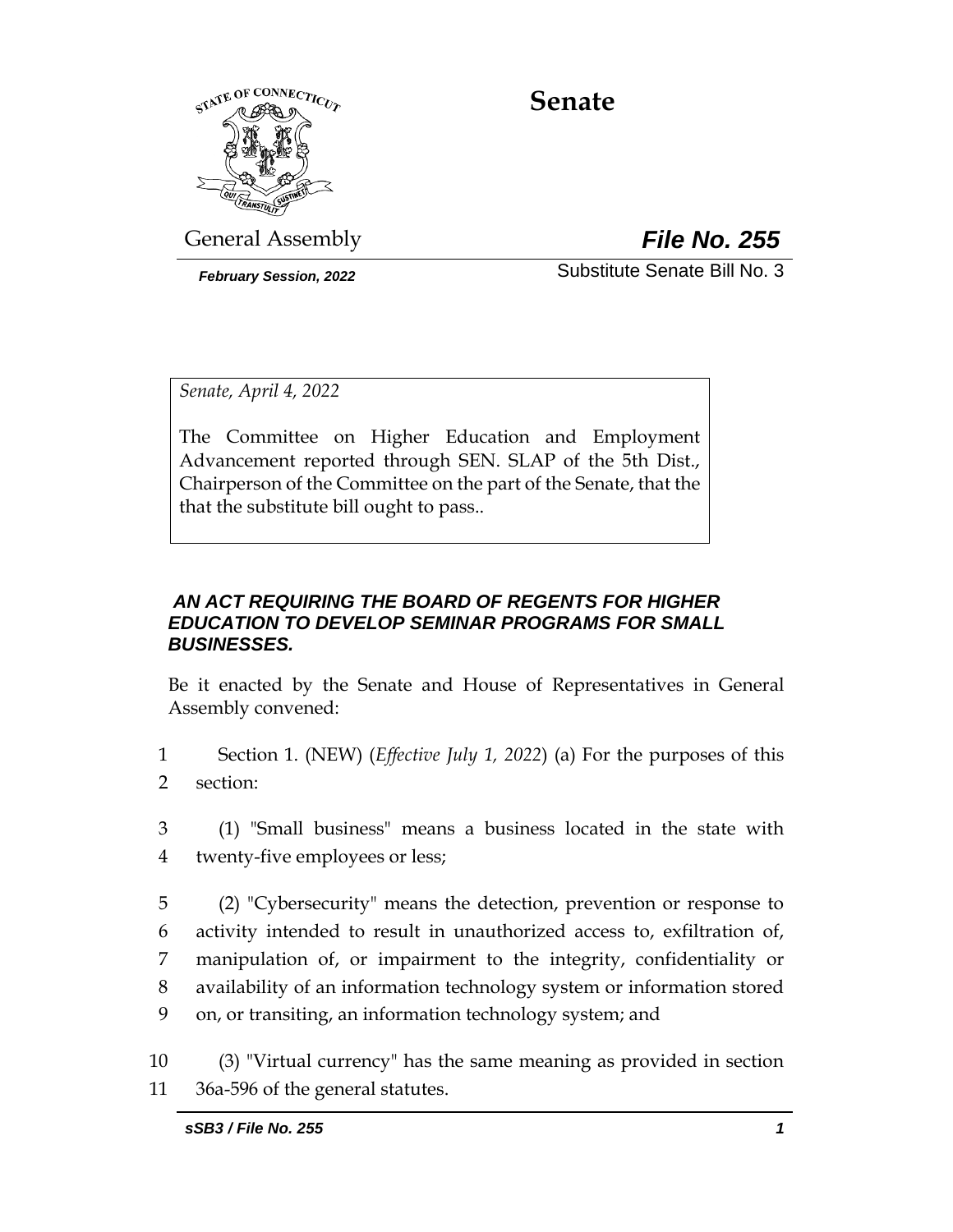# Senate

General Assembly

***File No. 255***

*February Session, 2022*

Substitute Senate Bill No. 3

*Senate, April 4, 2022*

The Committee on Higher Education and Employment Advancement reported through SEN. SLAP of the 5th Dist., Chairperson of the Committee on the part of the Senate, that the that the substitute bill ought to pass..

***AN ACT REQUIRING THE BOARD OF REGENTS FOR HIGHER EDUCATION TO DEVELOP SEMINAR PROGRAMS FOR SMALL BUSINESSES.***

Be it enacted by the Senate and House of Representatives in General Assembly convened:

1 Section 1. (NEW) (*Effective July 1, 2022*) (a) For the purposes of this
2 section:

3 (1) "Small business" means a business located in the state with
4 twenty-five employees or less;

5 (2) "Cybersecurity" means the detection, prevention or response to
6 activity intended to result in unauthorized access to, exfiltration of,
7 manipulation of, or impairment to the integrity, confidentiality or
8 availability of an information technology system or information stored
9 on, or transiting, an information technology system; and

10 (3) "Virtual currency" has the same meaning as provided in section
11 36a-596 of the general statutes.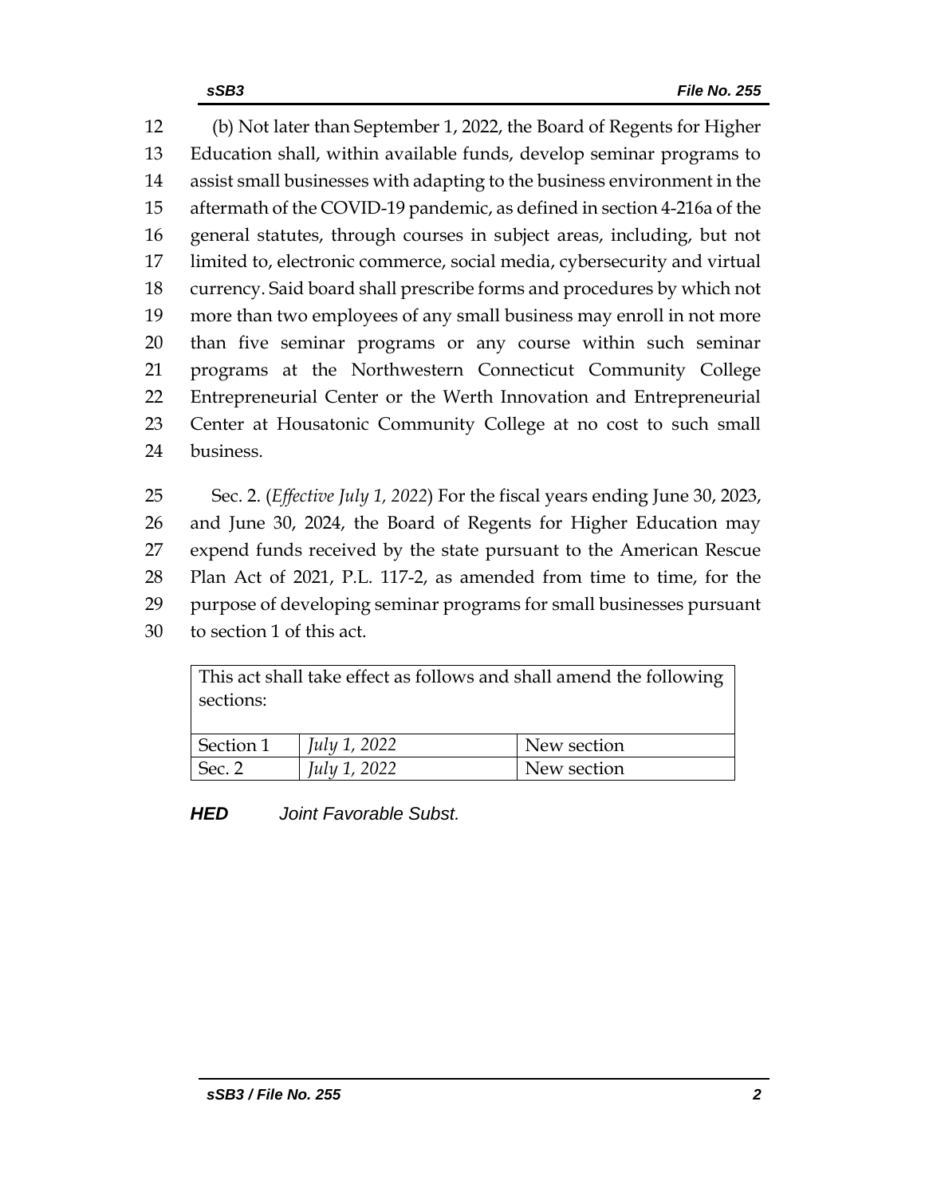(b) Not later than September 1, 2022, the Board of Regents for Higher Education shall, within available funds, develop seminar programs to assist small businesses with adapting to the business environment in the aftermath of the COVID-19 pandemic, as defined in section 4-216a of the general statutes, through courses in subject areas, including, but not limited to, electronic commerce, social media, cybersecurity and virtual currency. Said board shall prescribe forms and procedures by which not more than two employees of any small business may enroll in not more than five seminar programs or any course within such seminar programs at the Northwestern Connecticut Community College Entrepreneurial Center or the Werth Innovation and Entrepreneurial Center at Housatonic Community College at no cost to such small business.

Sec. 2. (*Effective July 1, 2022*) For the fiscal years ending June 30, 2023, and June 30, 2024, the Board of Regents for Higher Education may expend funds received by the state pursuant to the American Rescue Plan Act of 2021, P.L. 117-2, as amended from time to time, for the purpose of developing seminar programs for small businesses pursuant to section 1 of this act.

| This act shall take effect as follows and shall amend the following sections: | | |
|---|---|---|
| Section 1 | *July 1, 2022* | New section |
| Sec. 2 | *July 1, 2022* | New section |

***HED*** *Joint Favorable Subst.*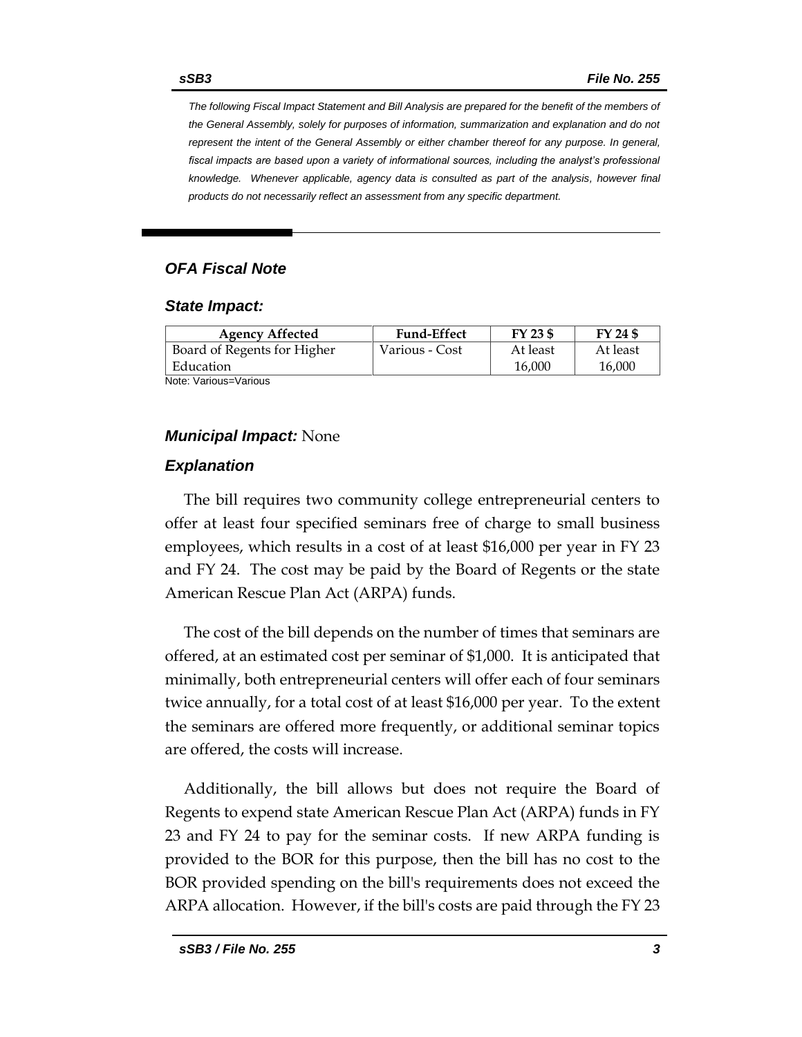*The following Fiscal Impact Statement and Bill Analysis are prepared for the benefit of the members of the General Assembly, solely for purposes of information, summarization and explanation and do not represent the intent of the General Assembly or either chamber thereof for any purpose. In general, fiscal impacts are based upon a variety of informational sources, including the analyst's professional knowledge. Whenever applicable, agency data is consulted as part of the analysis, however final products do not necessarily reflect an assessment from any specific department.*

## *OFA Fiscal Note*

### *State Impact:*

| Agency Affected | Fund-Effect | FY 23 $ | FY 24 $ |
|---|---|---|---|
| Board of Regents for Higher Education | Various - Cost | At least 16,000 | At least 16,000 |

Note: Various=Various

### *Municipal Impact:* None

### *Explanation*

The bill requires two community college entrepreneurial centers to offer at least four specified seminars free of charge to small business employees, which results in a cost of at least $16,000 per year in FY 23 and FY 24. The cost may be paid by the Board of Regents or the state American Rescue Plan Act (ARPA) funds.

The cost of the bill depends on the number of times that seminars are offered, at an estimated cost per seminar of $1,000. It is anticipated that minimally, both entrepreneurial centers will offer each of four seminars twice annually, for a total cost of at least $16,000 per year. To the extent the seminars are offered more frequently, or additional seminar topics are offered, the costs will increase.

Additionally, the bill allows but does not require the Board of Regents to expend state American Rescue Plan Act (ARPA) funds in FY 23 and FY 24 to pay for the seminar costs. If new ARPA funding is provided to the BOR for this purpose, then the bill has no cost to the BOR provided spending on the bill's requirements does not exceed the ARPA allocation. However, if the bill's costs are paid through the FY 23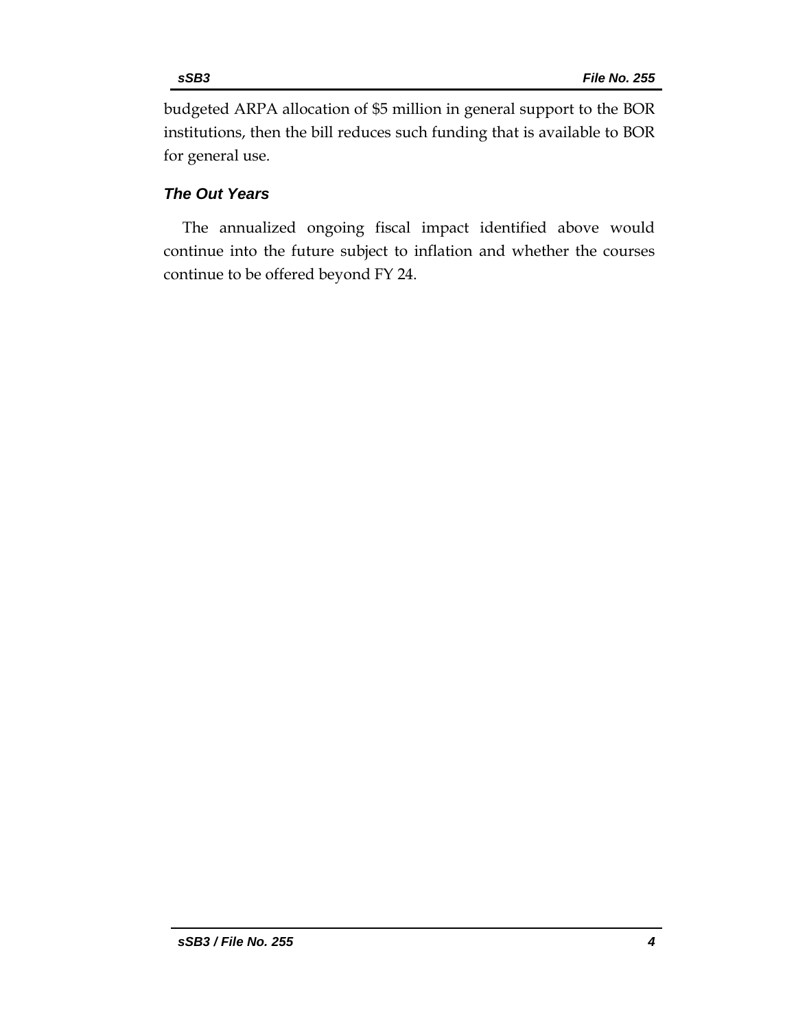budgeted ARPA allocation of $5 million in general support to the BOR institutions, then the bill reduces such funding that is available to BOR for general use.

### *The Out Years*

The annualized ongoing fiscal impact identified above would continue into the future subject to inflation and whether the courses continue to be offered beyond FY 24.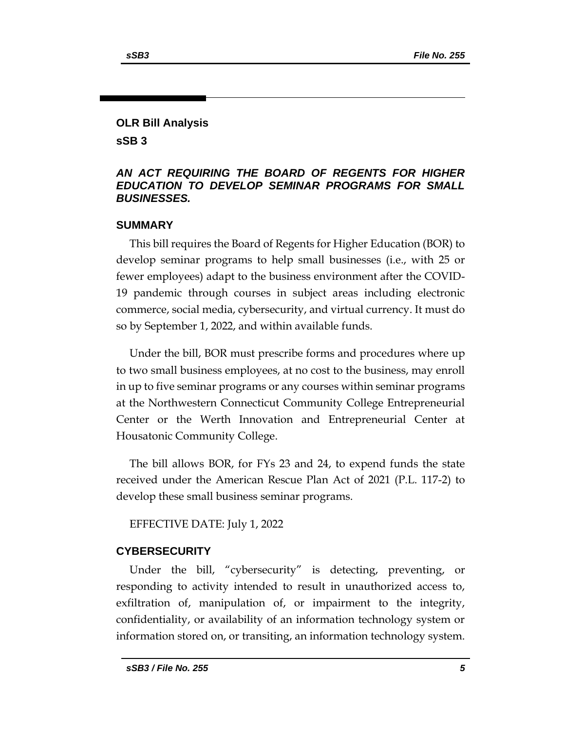## OLR Bill Analysis

**sSB 3**

***AN ACT REQUIRING THE BOARD OF REGENTS FOR HIGHER EDUCATION TO DEVELOP SEMINAR PROGRAMS FOR SMALL BUSINESSES.***

### SUMMARY

This bill requires the Board of Regents for Higher Education (BOR) to develop seminar programs to help small businesses (i.e., with 25 or fewer employees) adapt to the business environment after the COVID-19 pandemic through courses in subject areas including electronic commerce, social media, cybersecurity, and virtual currency. It must do so by September 1, 2022, and within available funds.

Under the bill, BOR must prescribe forms and procedures where up to two small business employees, at no cost to the business, may enroll in up to five seminar programs or any courses within seminar programs at the Northwestern Connecticut Community College Entrepreneurial Center or the Werth Innovation and Entrepreneurial Center at Housatonic Community College.

The bill allows BOR, for FYs 23 and 24, to expend funds the state received under the American Rescue Plan Act of 2021 (P.L. 117-2) to develop these small business seminar programs.

EFFECTIVE DATE: July 1, 2022

### CYBERSECURITY

Under the bill, "cybersecurity" is detecting, preventing, or responding to activity intended to result in unauthorized access to, exfiltration of, manipulation of, or impairment to the integrity, confidentiality, or availability of an information technology system or information stored on, or transiting, an information technology system.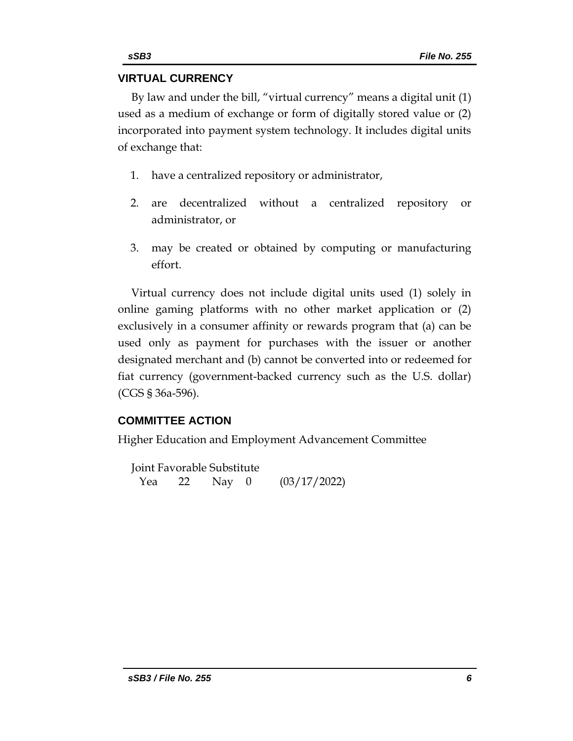## VIRTUAL CURRENCY

By law and under the bill, “virtual currency” means a digital unit (1) used as a medium of exchange or form of digitally stored value or (2) incorporated into payment system technology. It includes digital units of exchange that:

1. have a centralized repository or administrator,
2. are decentralized without a centralized repository or administrator, or
3. may be created or obtained by computing or manufacturing effort.

Virtual currency does not include digital units used (1) solely in online gaming platforms with no other market application or (2) exclusively in a consumer affinity or rewards program that (a) can be used only as payment for purchases with the issuer or another designated merchant and (b) cannot be converted into or redeemed for fiat currency (government-backed currency such as the U.S. dollar) (CGS § 36a-596).

## COMMITTEE ACTION

Higher Education and Employment Advancement Committee

Joint Favorable Substitute
Yea 22 Nay 0 (03/17/2022)